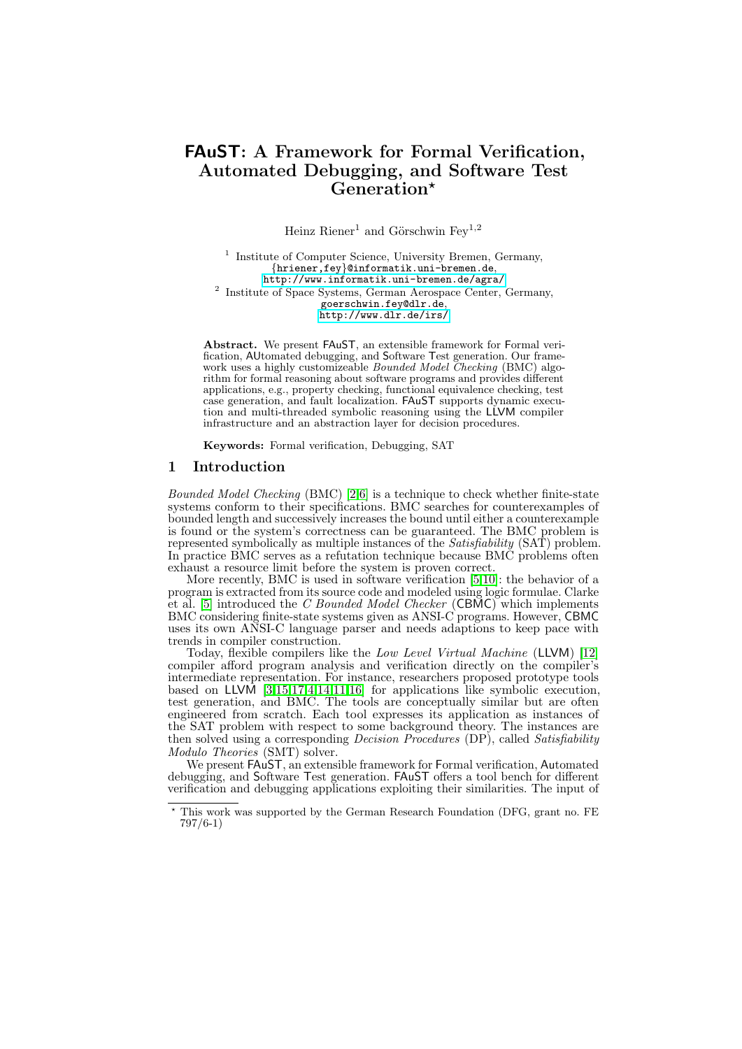# FAuST: A Framework for Formal Verification, Automated Debugging, and Software Test Generation*

Heinz Riener[1] and Görschwin Fey[1,2]

[1] Institute of Computer Science, University Bremen, Germany,
{hriener,fey}@informatik.uni-bremen.de,
http://www.informatik.uni-bremen.de/agra/

[2] Institute of Space Systems, German Aerospace Center, Germany,
goerschwin.fey@dlr.de,
http://www.dlr.de/irs/

**Abstract.** We present FAuST, an extensible framework for Formal verification, AUtomated debugging, and Software Test generation. Our framework uses a highly customizeable *Bounded Model Checking* (BMC) algorithm for formal reasoning about software programs and provides different applications, e.g., property checking, functional equivalence checking, test case generation, and fault localization. FAuST supports dynamic execution and multi-threaded symbolic reasoning using the LLVM compiler infrastructure and an abstraction layer for decision procedures.

**Keywords:** Formal verification, Debugging, SAT

## 1 Introduction

*Bounded Model Checking* (BMC) [2,6] is a technique to check whether finite-state systems conform to their specifications. BMC searches for counterexamples of bounded length and successively increases the bound until either a counterexample is found or the system's correctness can be guaranteed. The BMC problem is represented symbolically as multiple instances of the *Satisfiability* (SAT) problem. In practice BMC serves as a refutation technique because BMC problems often exhaust a resource limit before the system is proven correct.

More recently, BMC is used in software verification [5,10]: the behavior of a program is extracted from its source code and modeled using logic formulae. Clarke et al. [5] introduced the *C Bounded Model Checker* (CBMC) which implements BMC considering finite-state systems given as ANSI-C programs. However, CBMC uses its own ANSI-C language parser and needs adaptions to keep pace with trends in compiler construction.

Today, flexible compilers like the *Low Level Virtual Machine* (LLVM) [12] compiler afford program analysis and verification directly on the compiler's intermediate representation. For instance, researchers proposed prototype tools based on LLVM [3,15,17,4,14,11,16] for applications like symbolic execution, test generation, and BMC. The tools are conceptually similar but are often engineered from scratch. Each tool expresses its application as instances of the SAT problem with respect to some background theory. The instances are then solved using a corresponding *Decision Procedures* (DP), called *Satisfiability Modulo Theories* (SMT) solver.

We present FAuST, an extensible framework for Formal verification, Automated debugging, and Software Test generation. FAuST offers a tool bench for different verification and debugging applications exploiting their similarities. The input of

* This work was supported by the German Research Foundation (DFG, grant no. FE 797/6-1)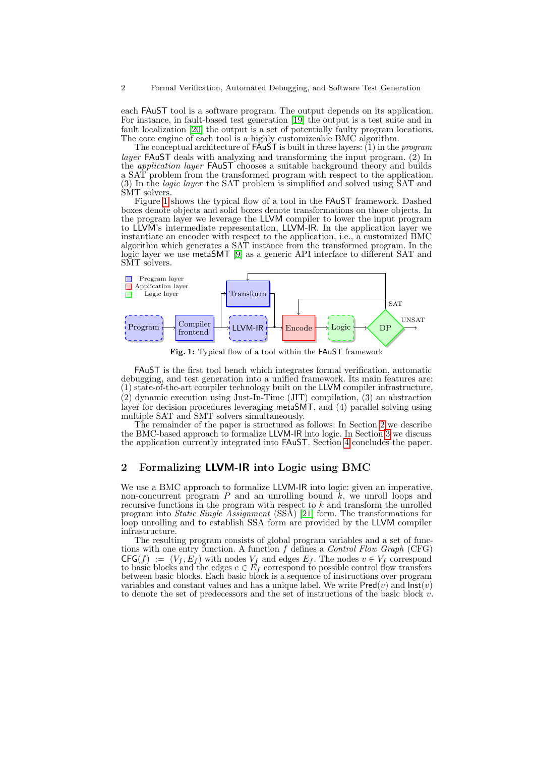each FAuST tool is a software program. The output depends on its application. For instance, in fault-based test generation [19] the output is a test suite and in fault localization [20] the output is a set of potentially faulty program locations. The core engine of each tool is a highly customizeable BMC algorithm.

The conceptual architecture of FAuST is built in three layers: (1) in the *program layer* FAuST deals with analyzing and transforming the input program. (2) In the *application layer* FAuST chooses a suitable background theory and builds a SAT problem from the transformed program with respect to the application. (3) In the *logic layer* the SAT problem is simplified and solved using SAT and SMT solvers.

Figure 1 shows the typical flow of a tool in the FAuST framework. Dashed boxes denote objects and solid boxes denote transformations on those objects. In the program layer we leverage the LLVM compiler to lower the input program to LLVM's intermediate representation, LLVM-IR. In the application layer we instantiate an encoder with respect to the application, i.e., a customized BMC algorithm which generates a SAT instance from the transformed program. In the logic layer we use metaSMT [9] as a generic API interface to different SAT and SMT solvers.

Program layer
Application layer
Logic layer
Transform
SAT
Program
Compiler frontend
LLVM-IR
Encode
Logic
DP
UNSAT

**Fig. 1:** Typical flow of a tool within the FAuST framework

FAuST is the first tool bench which integrates formal verification, automatic debugging, and test generation into a unified framework. Its main features are: (1) state-of-the-art compiler technology built on the LLVM compiler infrastructure, (2) dynamic execution using Just-In-Time (JIT) compilation, (3) an abstraction layer for decision procedures leveraging metaSMT, and (4) parallel solving using multiple SAT and SMT solvers simultaneously.

The remainder of the paper is structured as follows: In Section 2 we describe the BMC-based approach to formalize LLVM-IR into logic. In Section 3 we discuss the application currently integrated into FAuST. Section 4 concludes the paper.

## 2 Formalizing LLVM-IR into Logic using BMC

We use a BMC approach to formalize LLVM-IR into logic: given an imperative, non-concurrent program $P$ and an unrolling bound $k$, we unroll loops and recursive functions in the program with respect to $k$ and transform the unrolled program into *Static Single Assignment* (SSA) [21] form. The transformations for loop unrolling and to establish SSA form are provided by the LLVM compiler infrastructure.

The resulting program consists of global program variables and a set of functions with one entry function. A function $f$ defines a *Control Flow Graph* (CFG) $\mathsf{CFG}(f) := (V_f, E_f)$ with nodes $V_f$ and edges $E_f$. The nodes $v \in V_f$ correspond to basic blocks and the edges $e \in E_f$ correspond to possible control flow transfers between basic blocks. Each basic block is a sequence of instructions over program variables and constant values and has a unique label. We write $\mathsf{Pred}(v)$ and $\mathsf{Inst}(v)$ to denote the set of predecessors and the set of instructions of the basic block $v$.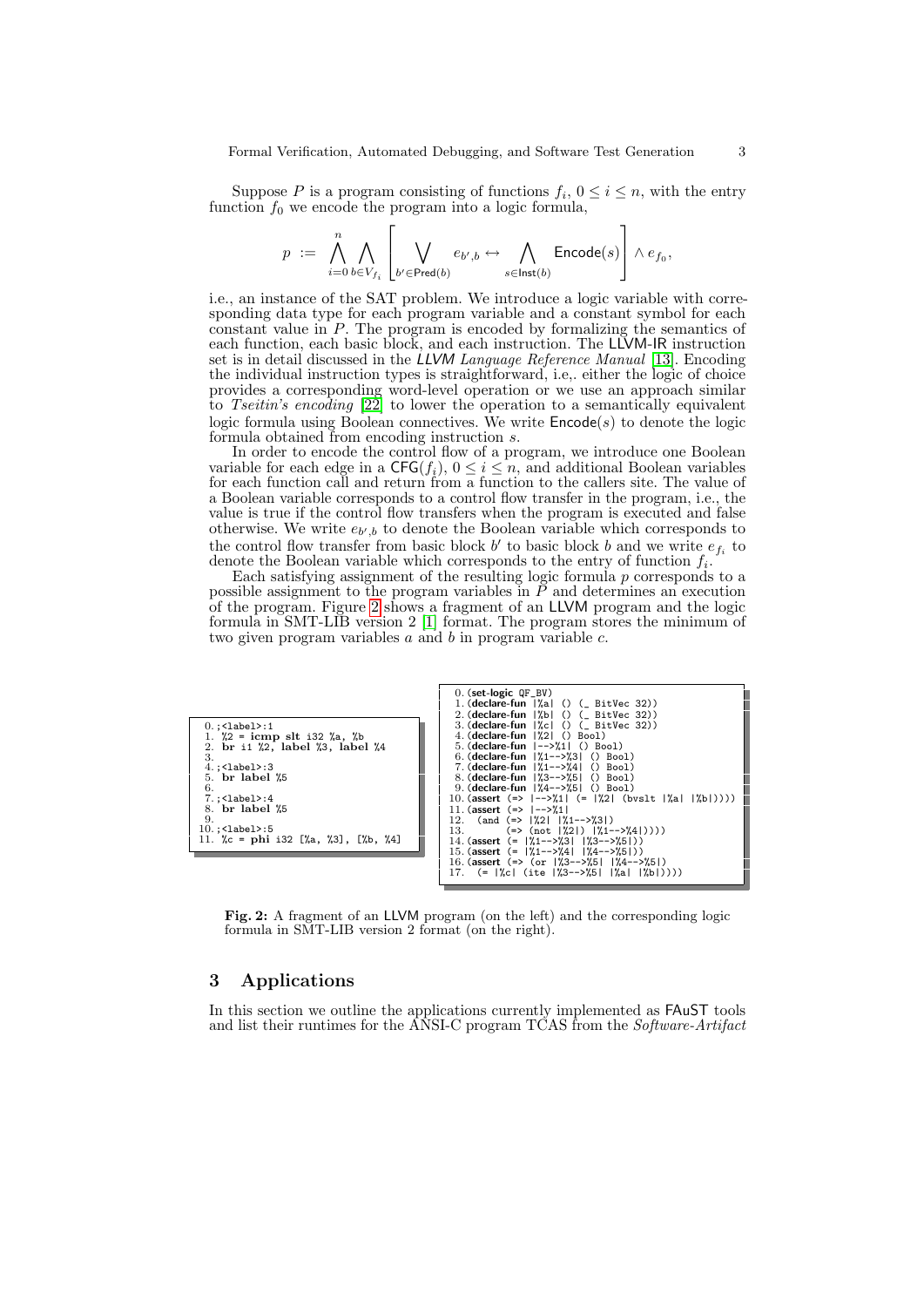Suppose $P$ is a program consisting of functions $f_i$, $0 \leq i \leq n$, with the entry function $f_0$ we encode the program into a logic formula,

$$p \;:=\; \bigwedge_{i=0}^{n} \bigwedge_{b \in V_{f_i}} \left[ \bigvee_{b' \in \mathsf{Pred}(b)} e_{b',b} \leftrightarrow \bigwedge_{s \in \mathsf{Inst}(b)} \mathsf{Encode}(s) \right] \wedge e_{f_0},$$

i.e., an instance of the SAT problem. We introduce a logic variable with corresponding data type for each program variable and a constant symbol for each constant value in $P$. The program is encoded by formalizing the semantics of each function, each basic block, and each instruction. The LLVM-IR instruction set is in detail discussed in the *LLVM Language Reference Manual* [13]. Encoding the individual instruction types is straightforward, i.e,. either the logic of choice provides a corresponding word-level operation or we use an approach similar to *Tseitin's encoding* [22] to lower the operation to a semantically equivalent logic formula using Boolean connectives. We write $\mathsf{Encode}(s)$ to denote the logic formula obtained from encoding instruction $s$.

In order to encode the control flow of a program, we introduce one Boolean variable for each edge in a $\mathsf{CFG}(f_i)$, $0 \leq i \leq n$, and additional Boolean variables for each function call and return from a function to the callers site. The value of a Boolean variable corresponds to a control flow transfer in the program, i.e., the value is true if the control flow transfers when the program is executed and false otherwise. We write $e_{b',b}$ to denote the Boolean variable which corresponds to the control flow transfer from basic block $b'$ to basic block $b$ and we write $e_{f_i}$ to denote the Boolean variable which corresponds to the entry of function $f_i$.

Each satisfying assignment of the resulting logic formula $p$ corresponds to a possible assignment to the program variables in $P$ and determines an execution of the program. Figure 2 shows a fragment of an LLVM program and the logic formula in SMT-LIB version 2 [1] format. The program stores the minimum of two given program variables $a$ and $b$ in program variable $c$.

```
0. ;<label>:1
1.  %2 = icmp slt i32 %a, %b
2.  br i1 %2, label %3, label %4
3.
4. ;<label>:3
5.  br label %5
6.
7. ;<label>:4
8.  br label %5
9.
10. ;<label>:5
11.  %c = phi i32 [%a, %3], [%b, %4]
```

```
0. (set-logic QF_BV)
1. (declare-fun |%a| () (_ BitVec 32))
2. (declare-fun |%b| () (_ BitVec 32))
3. (declare-fun |%c| () (_ BitVec 32))
4. (declare-fun |%2| () Bool)
5. (declare-fun |-->%1| () Bool)
6. (declare-fun |%1-->%3| () Bool)
7. (declare-fun |%1-->%4| () Bool)
8. (declare-fun |%3-->%5| () Bool)
9. (declare-fun |%4-->%5| () Bool)
10. (assert (=> |-->%1| (= |%2| (bvslt |%a| |%b|))))
11. (assert (=> |-->%1|
12.   (and (=> |%2| |%1-->%3|)
13.        (=> (not |%2|) |%1-->%4|))))
14. (assert (= |%1-->%3| |%3-->%5|))
15. (assert (= |%1-->%4| |%4-->%5|))
16. (assert (=> (or |%3-->%5| |%4-->%5|)
17.   (= |%c| (ite |%3-->%5| |%a| |%b|))))
```

**Fig. 2:** A fragment of an LLVM program (on the left) and the corresponding logic formula in SMT-LIB version 2 format (on the right).

## 3 Applications

In this section we outline the applications currently implemented as FAuST tools and list their runtimes for the ANSI-C program TCAS from the *Software-Artifact*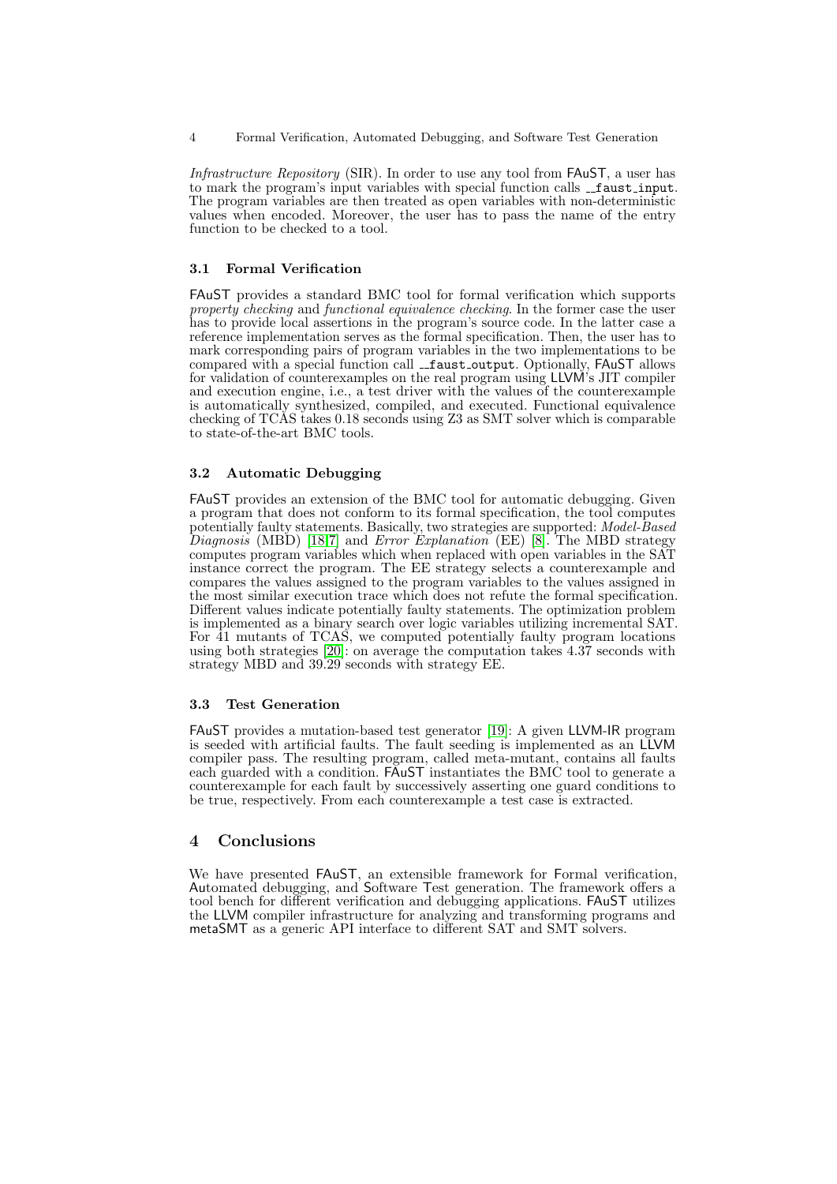*Infrastructure Repository* (SIR). In order to use any tool from FAuST, a user has to mark the program's input variables with special function calls `__faust_input`. The program variables are then treated as open variables with non-deterministic values when encoded. Moreover, the user has to pass the name of the entry function to be checked to a tool.

### 3.1 Formal Verification

FAuST provides a standard BMC tool for formal verification which supports *property checking* and *functional equivalence checking*. In the former case the user has to provide local assertions in the program's source code. In the latter case a reference implementation serves as the formal specification. Then, the user has to mark corresponding pairs of program variables in the two implementations to be compared with a special function call `__faust_output`. Optionally, FAuST allows for validation of counterexamples on the real program using LLVM's JIT compiler and execution engine, i.e., a test driver with the values of the counterexample is automatically synthesized, compiled, and executed. Functional equivalence checking of TCAS takes 0.18 seconds using Z3 as SMT solver which is comparable to state-of-the-art BMC tools.

### 3.2 Automatic Debugging

FAuST provides an extension of the BMC tool for automatic debugging. Given a program that does not conform to its formal specification, the tool computes potentially faulty statements. Basically, two strategies are supported: *Model-Based Diagnosis* (MBD) [18,7] and *Error Explanation* (EE) [8]. The MBD strategy computes program variables which when replaced with open variables in the SAT instance correct the program. The EE strategy selects a counterexample and compares the values assigned to the program variables to the values assigned in the most similar execution trace which does not refute the formal specification. Different values indicate potentially faulty statements. The optimization problem is implemented as a binary search over logic variables utilizing incremental SAT. For 41 mutants of TCAS, we computed potentially faulty program locations using both strategies [20]: on average the computation takes 4.37 seconds with strategy MBD and 39.29 seconds with strategy EE.

### 3.3 Test Generation

FAuST provides a mutation-based test generator [19]: A given LLVM-IR program is seeded with artificial faults. The fault seeding is implemented as an LLVM compiler pass. The resulting program, called meta-mutant, contains all faults each guarded with a condition. FAuST instantiates the BMC tool to generate a counterexample for each fault by successively asserting one guard conditions to be true, respectively. From each counterexample a test case is extracted.

## 4 Conclusions

We have presented FAuST, an extensible framework for Formal verification, Automated debugging, and Software Test generation. The framework offers a tool bench for different verification and debugging applications. FAuST utilizes the LLVM compiler infrastructure for analyzing and transforming programs and metaSMT as a generic API interface to different SAT and SMT solvers.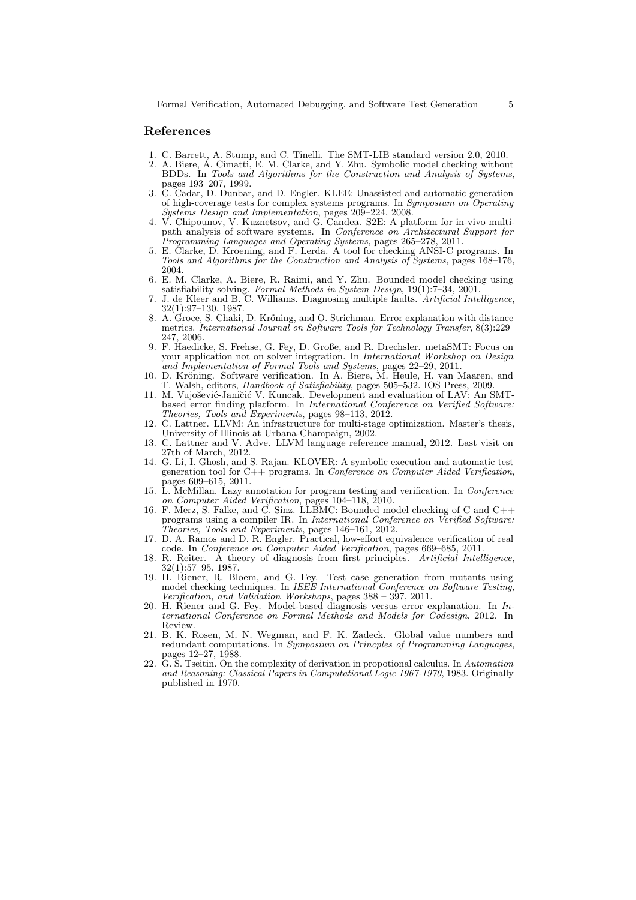## References

1. C. Barrett, A. Stump, and C. Tinelli. The SMT-LIB standard version 2.0, 2010.
2. A. Biere, A. Cimatti, E. M. Clarke, and Y. Zhu. Symbolic model checking without BDDs. In *Tools and Algorithms for the Construction and Analysis of Systems*, pages 193–207, 1999.
3. C. Cadar, D. Dunbar, and D. Engler. KLEE: Unassisted and automatic generation of high-coverage tests for complex systems programs. In *Symposium on Operating Systems Design and Implementation*, pages 209–224, 2008.
4. V. Chipounov, V. Kuznetsov, and G. Candea. S2E: A platform for in-vivo multi-path analysis of software systems. In *Conference on Architectural Support for Programming Languages and Operating Systems*, pages 265–278, 2011.
5. E. Clarke, D. Kroening, and F. Lerda. A tool for checking ANSI-C programs. In *Tools and Algorithms for the Construction and Analysis of Systems*, pages 168–176, 2004.
6. E. M. Clarke, A. Biere, R. Raimi, and Y. Zhu. Bounded model checking using satisfiability solving. *Formal Methods in System Design*, 19(1):7–34, 2001.
7. J. de Kleer and B. C. Williams. Diagnosing multiple faults. *Artificial Intelligence*, 32(1):97–130, 1987.
8. A. Groce, S. Chaki, D. Kröning, and O. Strichman. Error explanation with distance metrics. *International Journal on Software Tools for Technology Transfer*, 8(3):229–247, 2006.
9. F. Haedicke, S. Frehse, G. Fey, D. Große, and R. Drechsler. metaSMT: Focus on your application not on solver integration. In *International Workshop on Design and Implementation of Formal Tools and Systems*, pages 22–29, 2011.
10. D. Kröning. Software verification. In A. Biere, M. Heule, H. van Maaren, and T. Walsh, editors, *Handbook of Satisfiability*, pages 505–532. IOS Press, 2009.
11. M. Vujošević-Janičić V. Kuncak. Development and evaluation of LAV: An SMT-based error finding platform. In *International Conference on Verified Software: Theories, Tools and Experiments*, pages 98–113, 2012.
12. C. Lattner. LLVM: An infrastructure for multi-stage optimization. Master's thesis, University of Illinois at Urbana-Champaign, 2002.
13. C. Lattner and V. Adve. LLVM language reference manual, 2012. Last visit on 27th of March, 2012.
14. G. Li, I. Ghosh, and S. Rajan. KLOVER: A symbolic execution and automatic test generation tool for C++ programs. In *Conference on Computer Aided Verification*, pages 609–615, 2011.
15. L. McMillan. Lazy annotation for program testing and verification. In *Conference on Computer Aided Verification*, pages 104–118, 2010.
16. F. Merz, S. Falke, and C. Sinz. LLBMC: Bounded model checking of C and C++ programs using a compiler IR. In *International Conference on Verified Software: Theories, Tools and Experiments*, pages 146–161, 2012.
17. D. A. Ramos and D. R. Engler. Practical, low-effort equivalence verification of real code. In *Conference on Computer Aided Verification*, pages 669–685, 2011.
18. R. Reiter. A theory of diagnosis from first principles. *Artificial Intelligence*, 32(1):57–95, 1987.
19. H. Riener, R. Bloem, and G. Fey. Test case generation from mutants using model checking techniques. In *IEEE International Conference on Software Testing, Verification, and Validation Workshops*, pages 388 – 397, 2011.
20. H. Riener and G. Fey. Model-based diagnosis versus error explanation. In *International Conference on Formal Methods and Models for Codesign*, 2012. In Review.
21. B. K. Rosen, M. N. Wegman, and F. K. Zadeck. Global value numbers and redundant computations. In *Symposium on Princples of Programming Languages*, pages 12–27, 1988.
22. G. S. Tseitin. On the complexity of derivation in propotional calculus. In *Automation and Reasoning: Classical Papers in Computational Logic 1967-1970*, 1983. Originally published in 1970.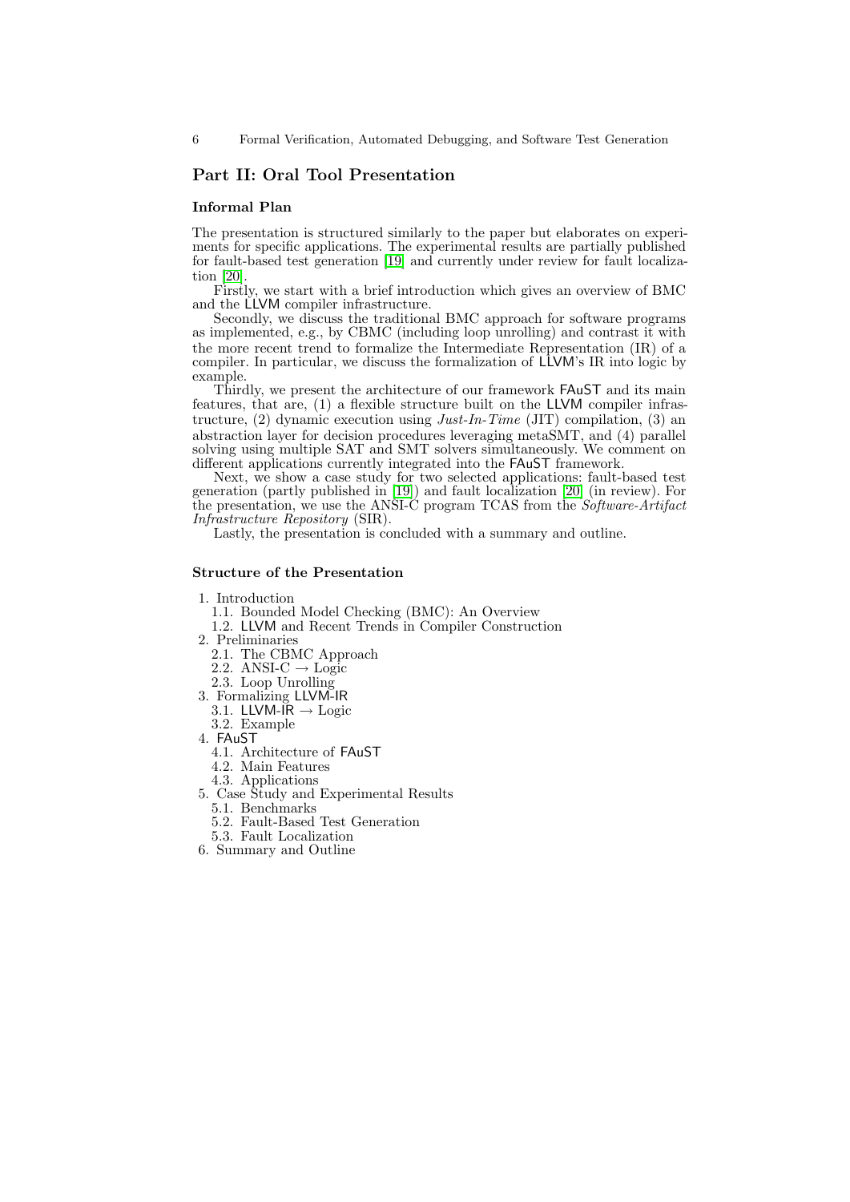## Part II: Oral Tool Presentation

### Informal Plan

The presentation is structured similarly to the paper but elaborates on experiments for specific applications. The experimental results are partially published for fault-based test generation [19] and currently under review for fault localization [20].

Firstly, we start with a brief introduction which gives an overview of BMC and the LLVM compiler infrastructure.

Secondly, we discuss the traditional BMC approach for software programs as implemented, e.g., by CBMC (including loop unrolling) and contrast it with the more recent trend to formalize the Intermediate Representation (IR) of a compiler. In particular, we discuss the formalization of LLVM's IR into logic by example.

Thirdly, we present the architecture of our framework FAuST and its main features, that are, (1) a flexible structure built on the LLVM compiler infrastructure, (2) dynamic execution using *Just-In-Time* (JIT) compilation, (3) an abstraction layer for decision procedures leveraging metaSMT, and (4) parallel solving using multiple SAT and SMT solvers simultaneously. We comment on different applications currently integrated into the FAuST framework.

Next, we show a case study for two selected applications: fault-based test generation (partly published in [19]) and fault localization [20] (in review). For the presentation, we use the ANSI-C program TCAS from the *Software-Artifact Infrastructure Repository* (SIR).

Lastly, the presentation is concluded with a summary and outline.

### Structure of the Presentation

1. Introduction
   1.1. Bounded Model Checking (BMC): An Overview
   1.2. LLVM and Recent Trends in Compiler Construction
2. Preliminaries
   2.1. The CBMC Approach
   2.2. ANSI-C → Logic
   2.3. Loop Unrolling
3. Formalizing LLVM-IR
   3.1. LLVM-IR → Logic
   3.2. Example
4. FAuST
   4.1. Architecture of FAuST
   4.2. Main Features
   4.3. Applications
5. Case Study and Experimental Results
   5.1. Benchmarks
   5.2. Fault-Based Test Generation
   5.3. Fault Localization
6. Summary and Outline